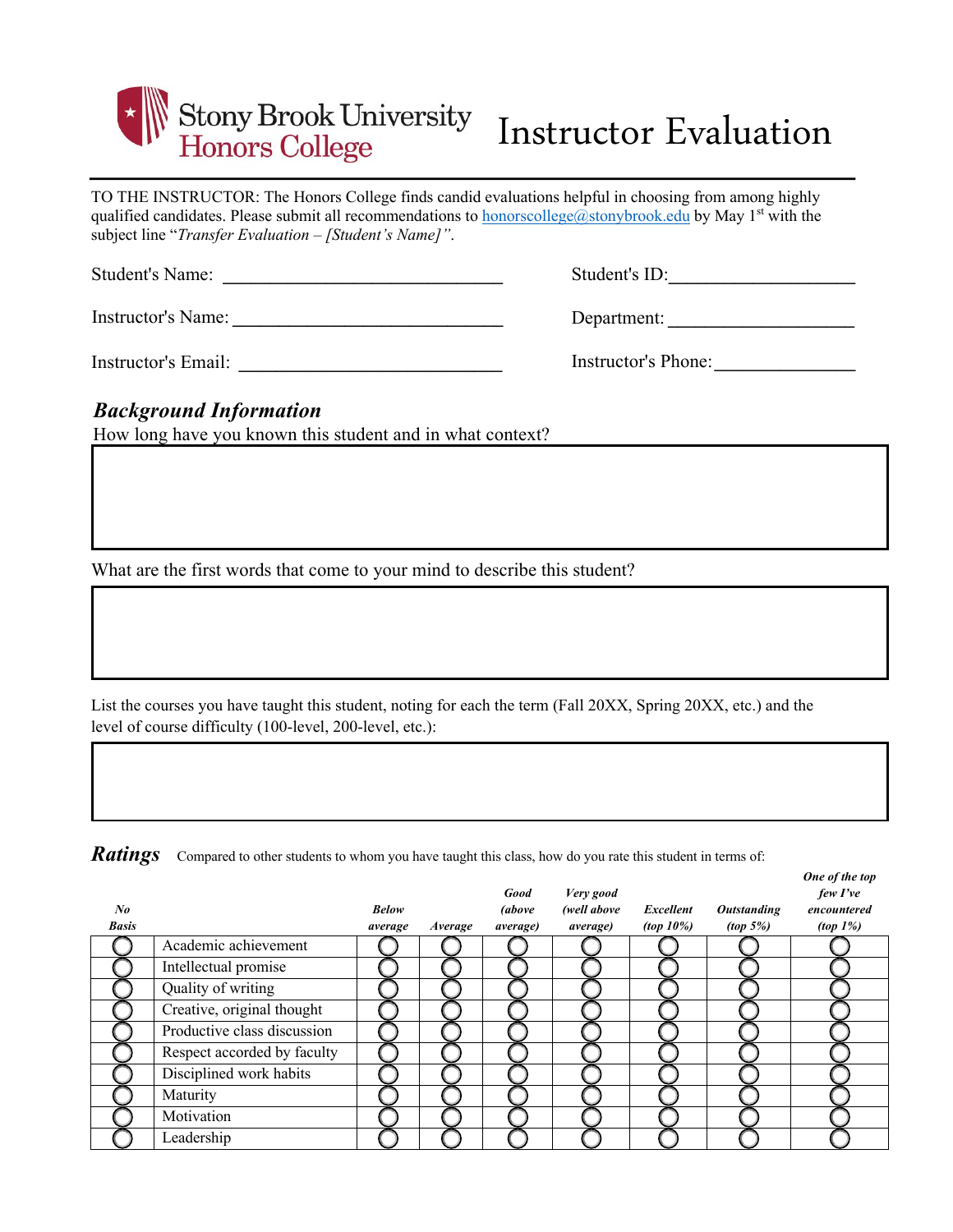# Stony Brook University Honors College — Instructor Evaluation

TO THE INSTRUCTOR: The Honors College finds candid evaluations helpful in choosing from among highly qualified candidates. Please submit all recommendations to honorscollege@stonybrook.edu by May 1st with the subject line "*Transfer Evaluation – [Student's Name]*".

Student's Name: ______________________________ Student's ID: ____________________

Instructor's Name: ____________________________ Department: ____________________

Instructor's Email: ____________________________ Instructor's Phone: _______________

## *Background Information*

How long have you known this student and in what context?

What are the first words that come to your mind to describe this student?

List the courses you have taught this student, noting for each the term (Fall 20XX, Spring 20XX, etc.) and the level of course difficulty (100-level, 200-level, etc.):

## *Ratings*

Compared to other students to whom you have taught this class, how do you rate this student in terms of:

| *No Basis* | | *Below average* | *Average* | *Good (above average)* | *Very good (well above average)* | *Excellent (top 10%)* | *Outstanding (top 5%)* | *One of the top few I've encountered (top 1%)* |
|---|---|---|---|---|---|---|---|---|
| ◯ | Academic achievement | ◯ | ◯ | ◯ | ◯ | ◯ | ◯ | ◯ |
| ◯ | Intellectual promise | ◯ | ◯ | ◯ | ◯ | ◯ | ◯ | ◯ |
| ◯ | Quality of writing | ◯ | ◯ | ◯ | ◯ | ◯ | ◯ | ◯ |
| ◯ | Creative, original thought | ◯ | ◯ | ◯ | ◯ | ◯ | ◯ | ◯ |
| ◯ | Productive class discussion | ◯ | ◯ | ◯ | ◯ | ◯ | ◯ | ◯ |
| ◯ | Respect accorded by faculty | ◯ | ◯ | ◯ | ◯ | ◯ | ◯ | ◯ |
| ◯ | Disciplined work habits | ◯ | ◯ | ◯ | ◯ | ◯ | ◯ | ◯ |
| ◯ | Maturity | ◯ | ◯ | ◯ | ◯ | ◯ | ◯ | ◯ |
| ◯ | Motivation | ◯ | ◯ | ◯ | ◯ | ◯ | ◯ | ◯ |
| ◯ | Leadership | ◯ | ◯ | ◯ | ◯ | ◯ | ◯ | ◯ |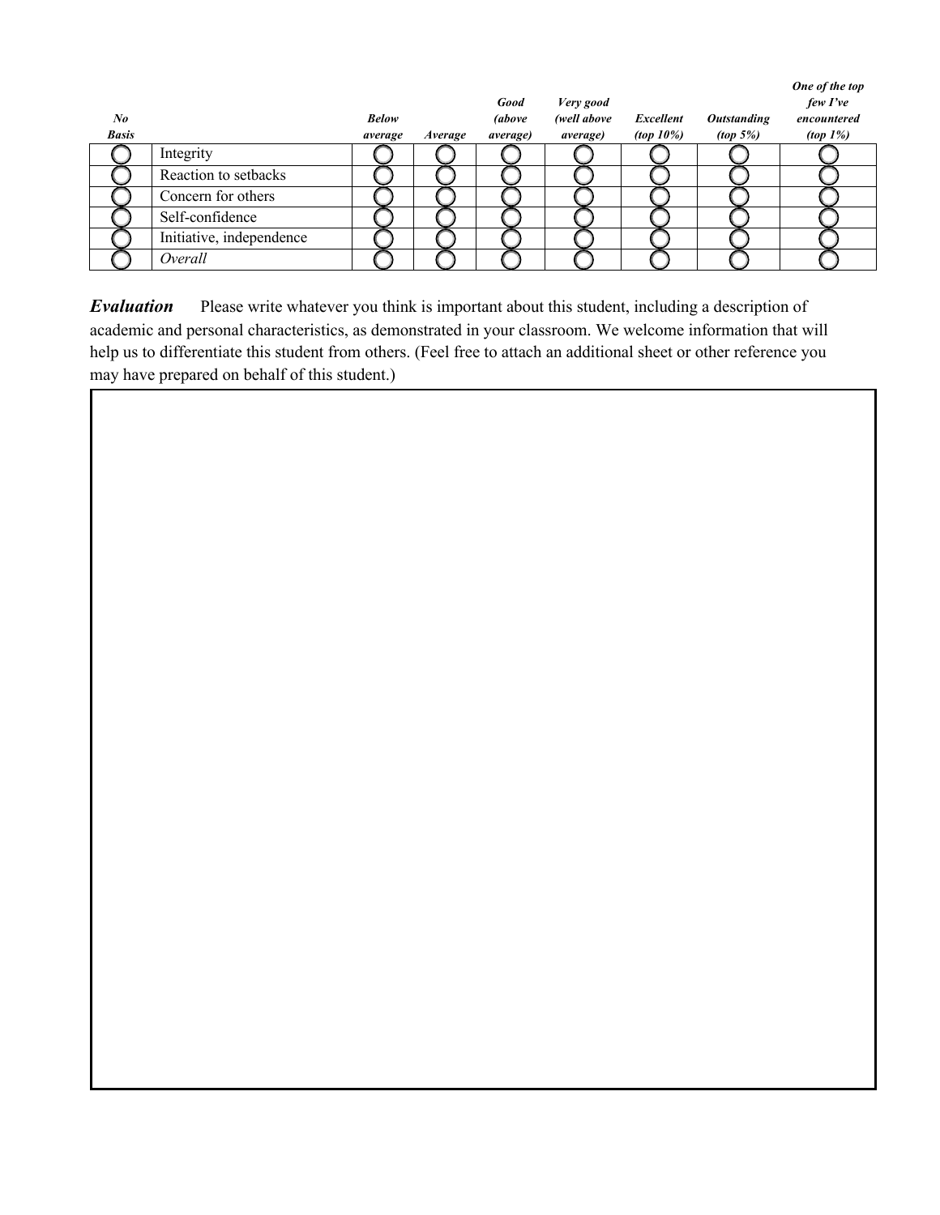| *No Basis* | | *Below average* | *Average* | *Good (above average)* | *Very good (well above average)* | *Excellent (top 10%)* | *Outstanding (top 5%)* | *One of the top few I've encountered (top 1%)* |
|---|---|---|---|---|---|---|---|---|
| ◯ | Integrity | ◯ | ◯ | ◯ | ◯ | ◯ | ◯ | ◯ |
| ◯ | Reaction to setbacks | ◯ | ◯ | ◯ | ◯ | ◯ | ◯ | ◯ |
| ◯ | Concern for others | ◯ | ◯ | ◯ | ◯ | ◯ | ◯ | ◯ |
| ◯ | Self-confidence | ◯ | ◯ | ◯ | ◯ | ◯ | ◯ | ◯ |
| ◯ | Initiative, independence | ◯ | ◯ | ◯ | ◯ | ◯ | ◯ | ◯ |
| ◯ | *Overall* | ◯ | ◯ | ◯ | ◯ | ◯ | ◯ | ◯ |

***Evaluation*** Please write whatever you think is important about this student, including a description of academic and personal characteristics, as demonstrated in your classroom. We welcome information that will help us to differentiate this student from others. (Feel free to attach an additional sheet or other reference you may have prepared on behalf of this student.)